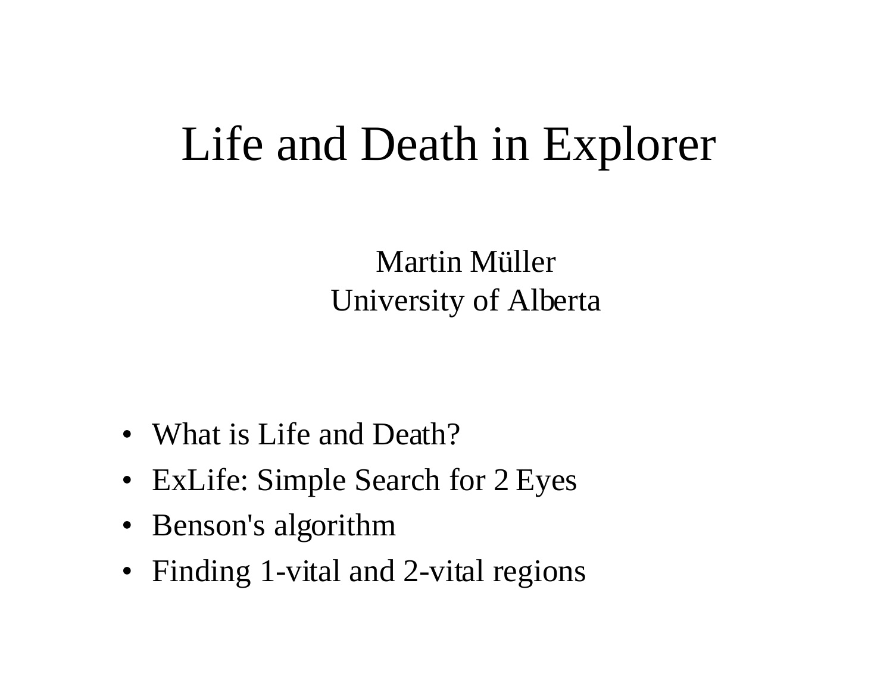# Life and Death in Explorer

Martin Müller
University of Alberta

- What is Life and Death?
- ExLife: Simple Search for 2 Eyes
- Benson's algorithm
- Finding 1-vital and 2-vital regions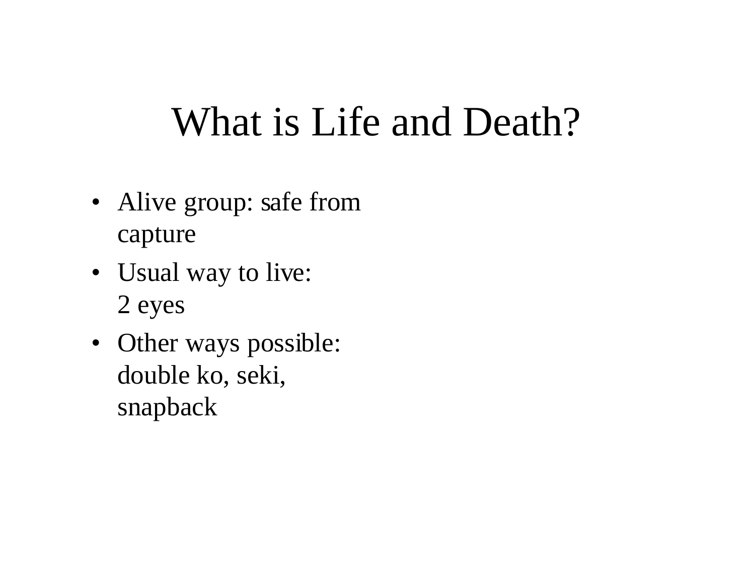# What is Life and Death?

- Alive group: safe from capture
- Usual way to live: 2 eyes
- Other ways possible: double ko, seki, snapback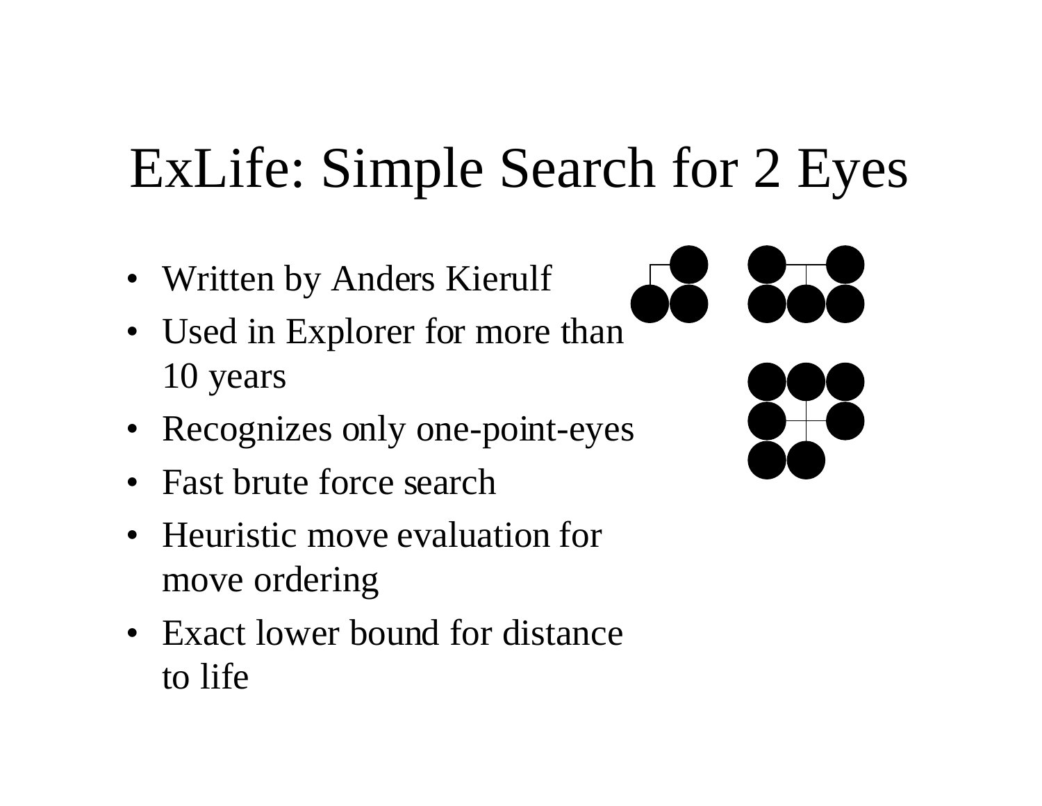# ExLife: Simple Search for 2 Eyes

- Written by Anders Kierulf
- Used in Explorer for more than 10 years
- Recognizes only one-point-eyes
- Fast brute force search
- Heuristic move evaluation for move ordering
- Exact lower bound for distance to life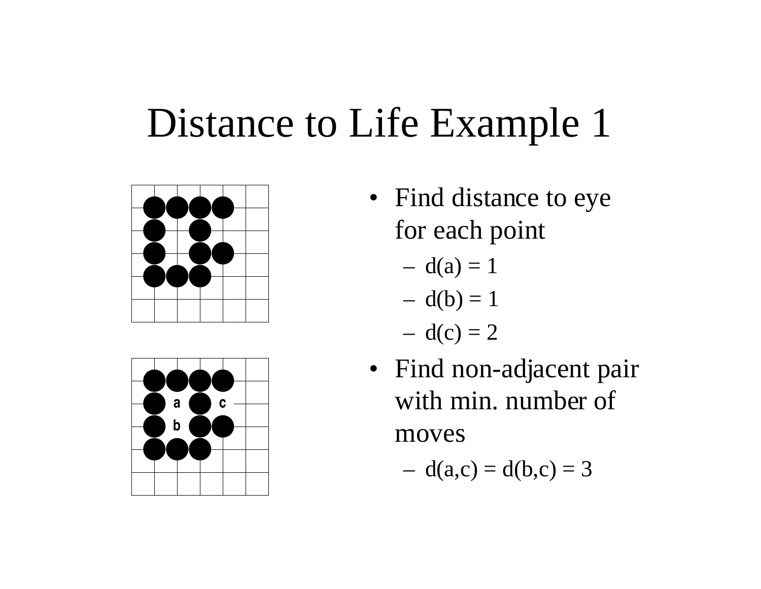# Distance to Life Example 1

- Find distance to eye for each point
  - d(a) = 1
  - d(b) = 1
  - d(c) = 2
- Find non-adjacent pair with min. number of moves
  - d(a,c) = d(b,c) = 3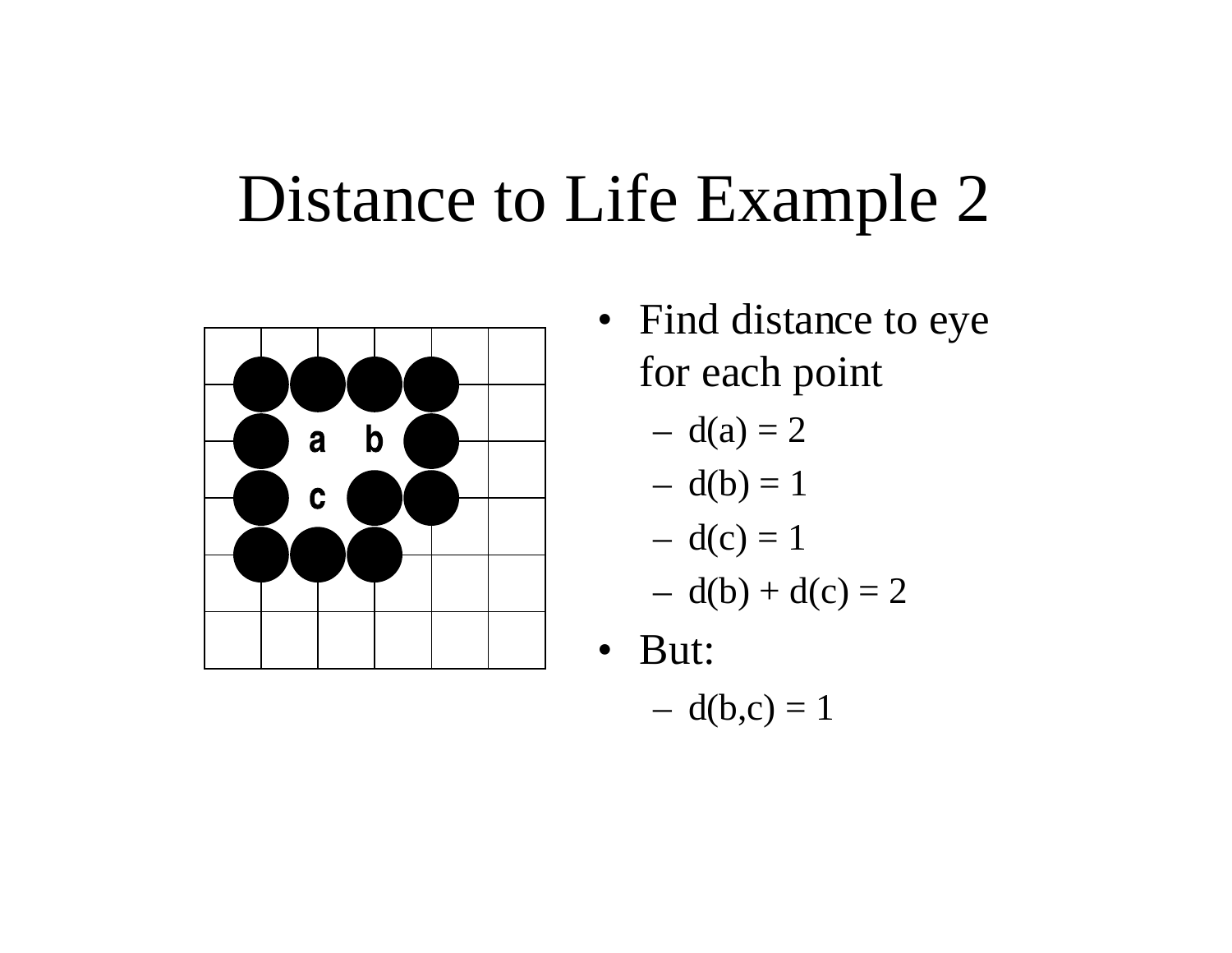# Distance to Life Example 2

- Find distance to eye for each point
  - d(a) = 2
  - d(b) = 1
  - d(c) = 1
  - d(b) + d(c) = 2
- But:
  - d(b,c) = 1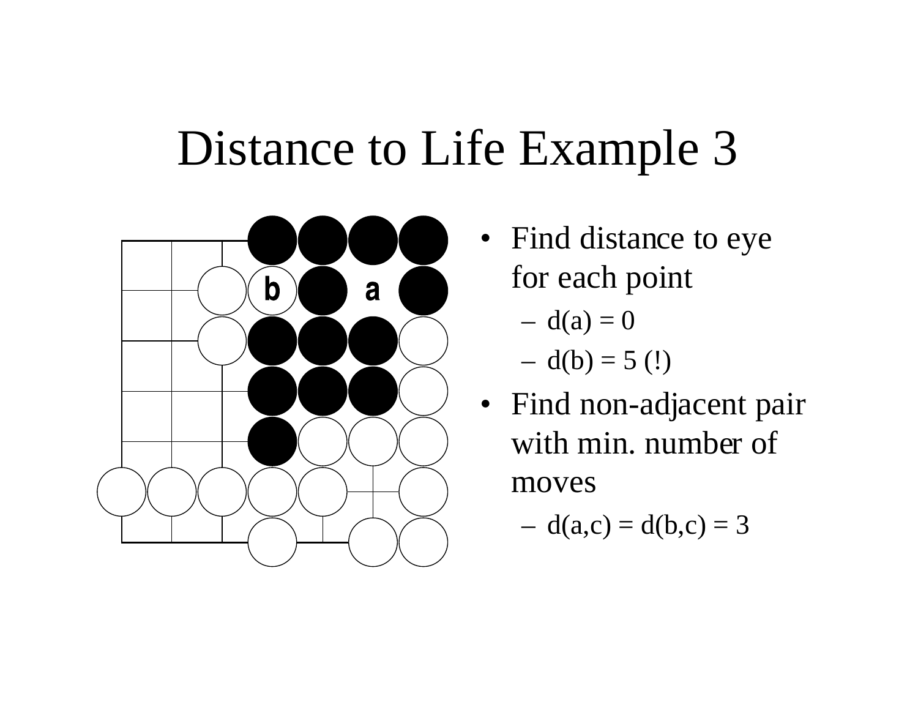# Distance to Life Example 3

- Find distance to eye for each point
  - d(a) = 0
  - d(b) = 5 (!)
- Find non-adjacent pair with min. number of moves
  - d(a,c) = d(b,c) = 3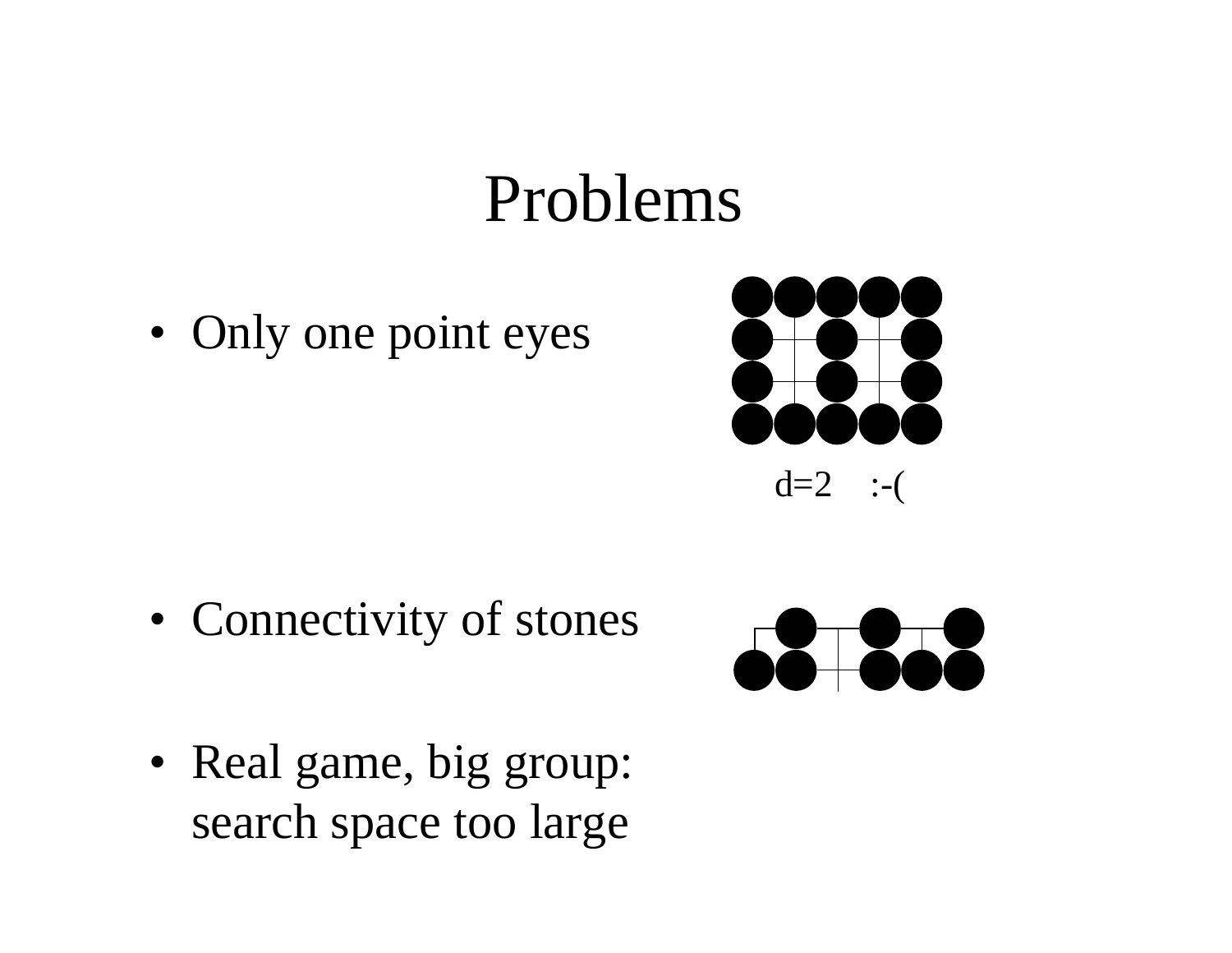# Problems

- Only one point eyes

d=2 :-(

- Connectivity of stones

- Real game, big group: search space too large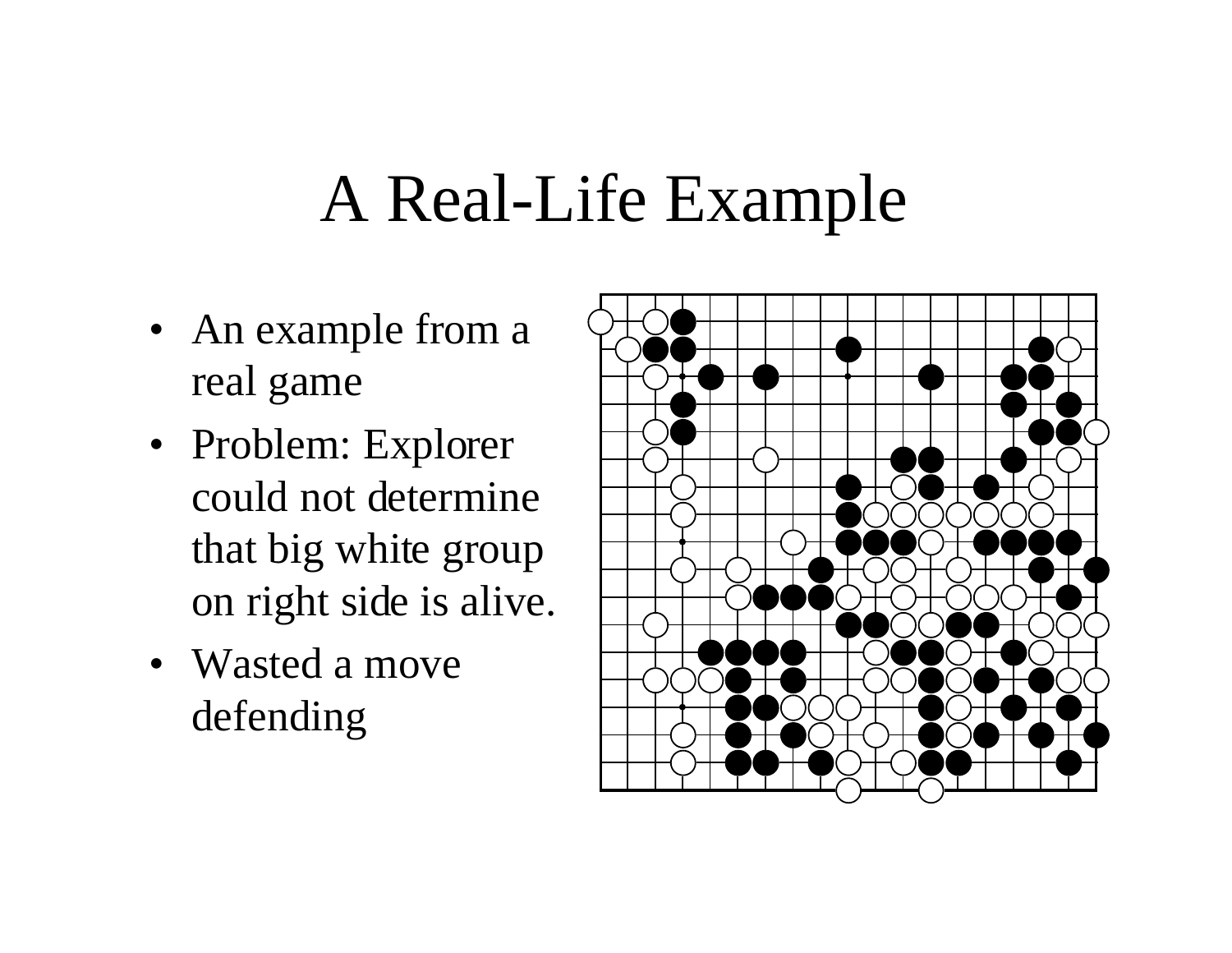# A Real-Life Example

- An example from a real game
- Problem: Explorer could not determine that big white group on right side is alive.
- Wasted a move defending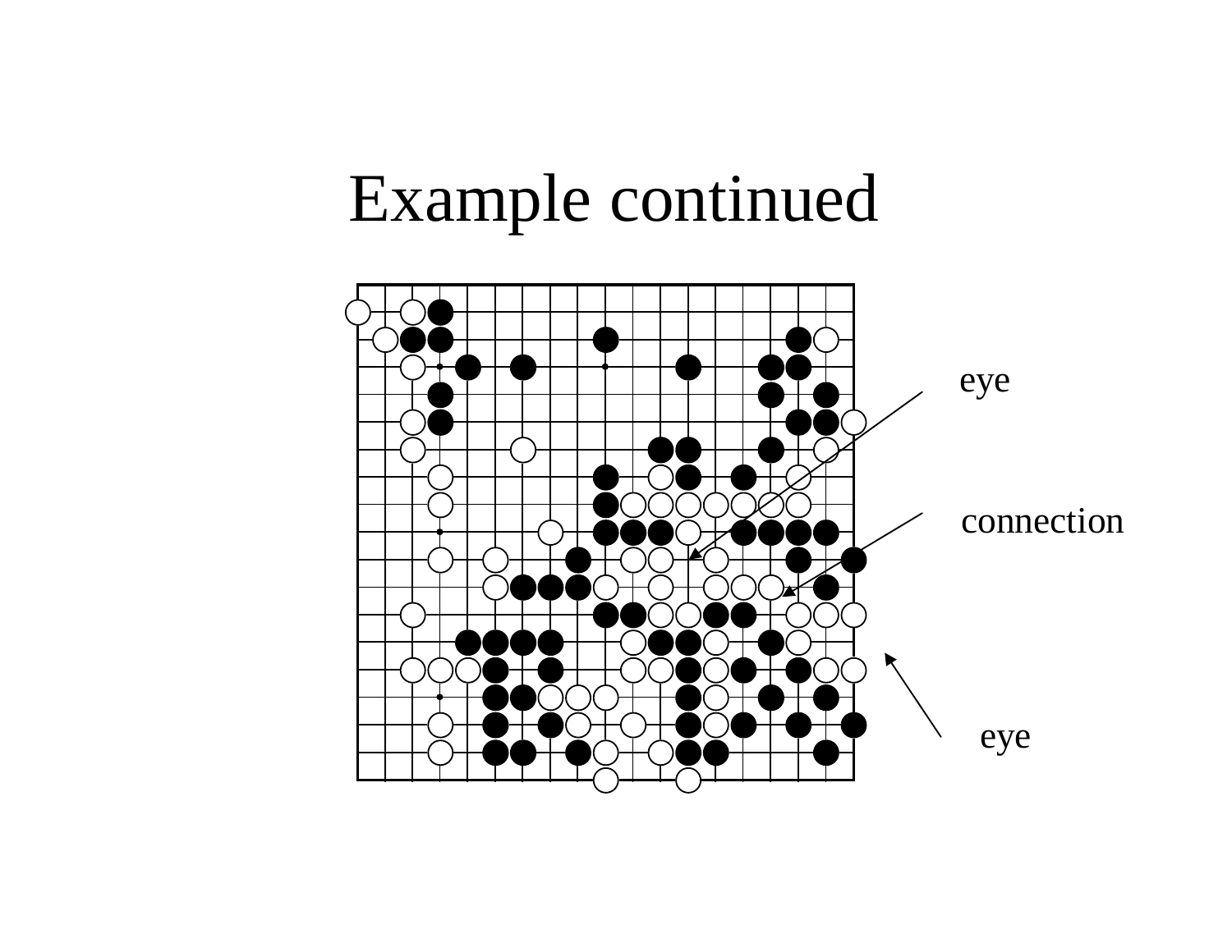# Example continued

eye

connection

eye